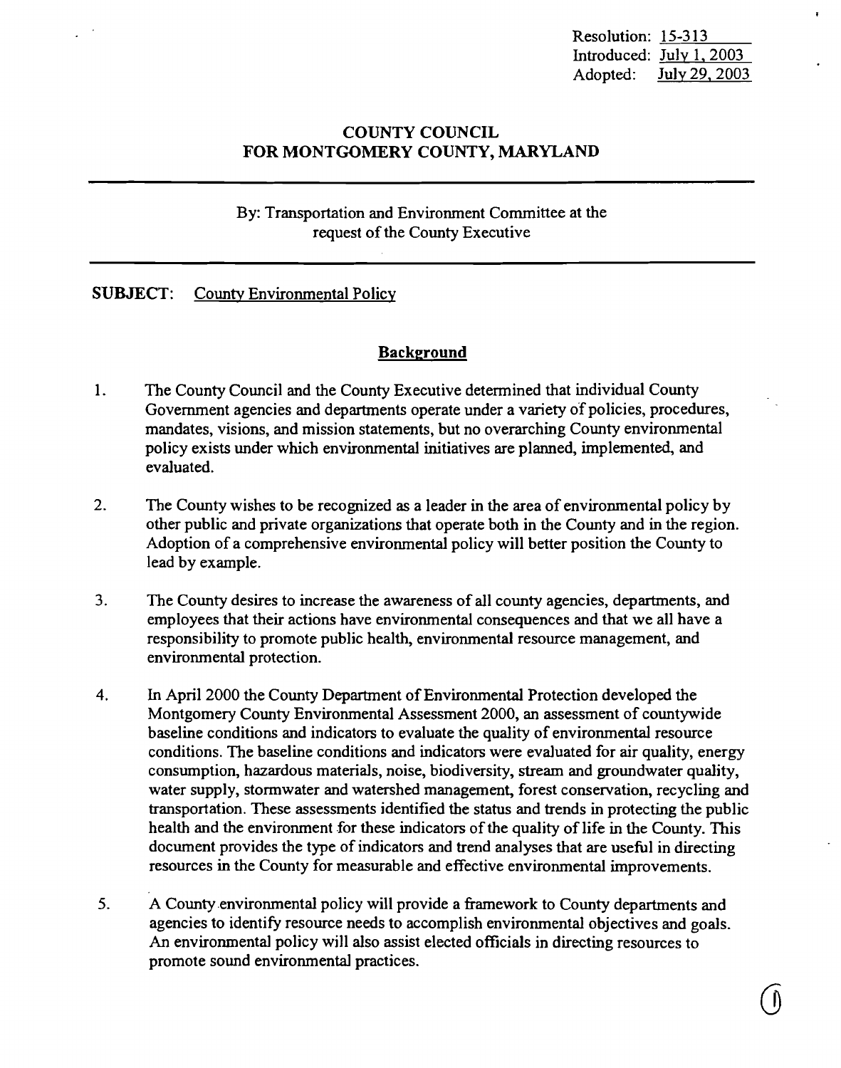Resolution: 15-313
Introduced: July 1, 2003
Adopted: July 29, 2003

# COUNTY COUNCIL
# FOR MONTGOMERY COUNTY, MARYLAND

---

By: Transportation and Environment Committee at the request of the County Executive

---

**SUBJECT:** County Environmental Policy

## Background

1. The County Council and the County Executive determined that individual County Government agencies and departments operate under a variety of policies, procedures, mandates, visions, and mission statements, but no overarching County environmental policy exists under which environmental initiatives are planned, implemented, and evaluated.

2. The County wishes to be recognized as a leader in the area of environmental policy by other public and private organizations that operate both in the County and in the region. Adoption of a comprehensive environmental policy will better position the County to lead by example.

3. The County desires to increase the awareness of all county agencies, departments, and employees that their actions have environmental consequences and that we all have a responsibility to promote public health, environmental resource management, and environmental protection.

4. In April 2000 the County Department of Environmental Protection developed the Montgomery County Environmental Assessment 2000, an assessment of countywide baseline conditions and indicators to evaluate the quality of environmental resource conditions. The baseline conditions and indicators were evaluated for air quality, energy consumption, hazardous materials, noise, biodiversity, stream and groundwater quality, water supply, stormwater and watershed management, forest conservation, recycling and transportation. These assessments identified the status and trends in protecting the public health and the environment for these indicators of the quality of life in the County. This document provides the type of indicators and trend analyses that are useful in directing resources in the County for measurable and effective environmental improvements.

5. A County environmental policy will provide a framework to County departments and agencies to identify resource needs to accomplish environmental objectives and goals. An environmental policy will also assist elected officials in directing resources to promote sound environmental practices.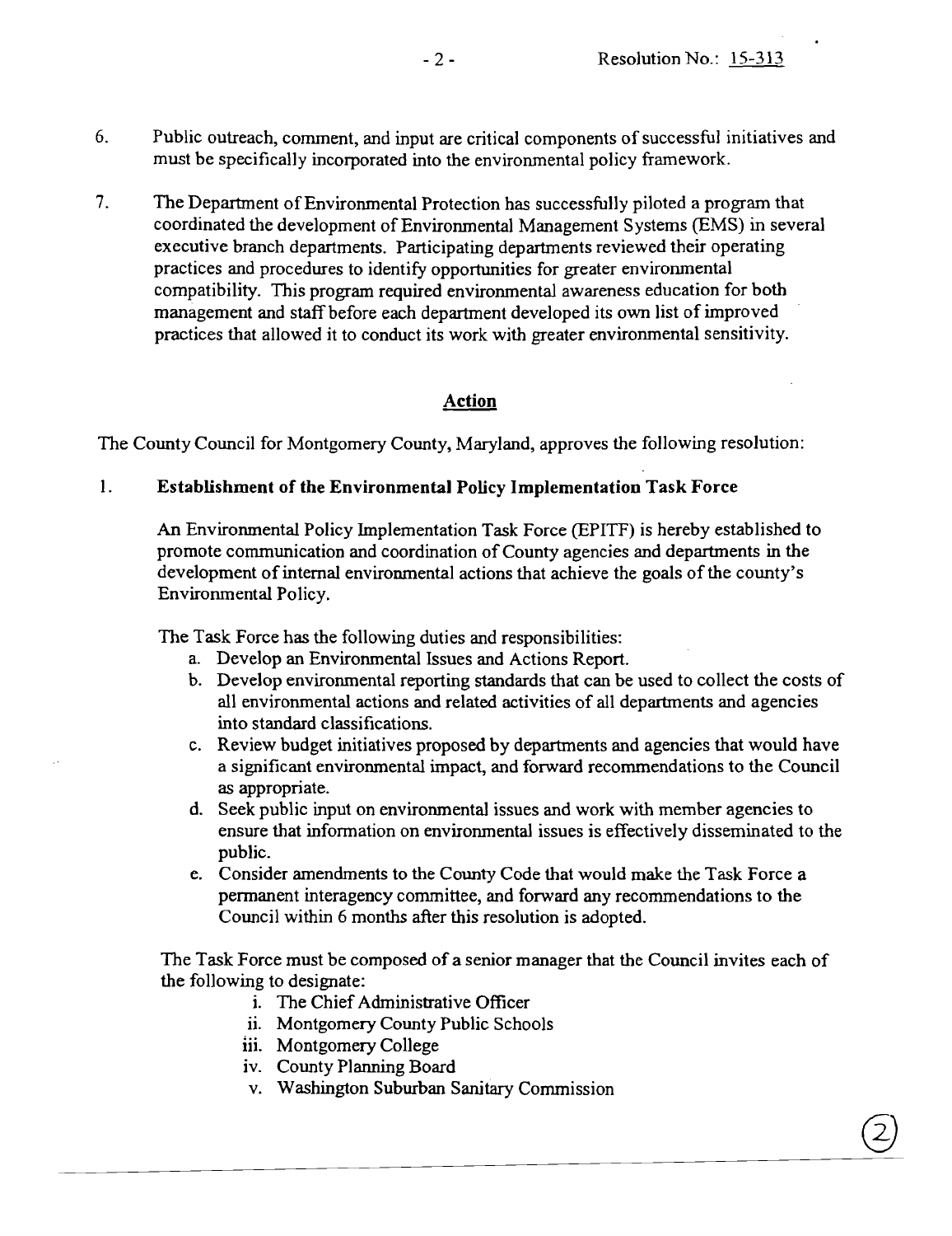6. Public outreach, comment, and input are critical components of successful initiatives and must be specifically incorporated into the environmental policy framework.

7. The Department of Environmental Protection has successfully piloted a program that coordinated the development of Environmental Management Systems (EMS) in several executive branch departments. Participating departments reviewed their operating practices and procedures to identify opportunities for greater environmental compatibility. This program required environmental awareness education for both management and staff before each department developed its own list of improved practices that allowed it to conduct its work with greater environmental sensitivity.

## Action

The County Council for Montgomery County, Maryland, approves the following resolution:

1. **Establishment of the Environmental Policy Implementation Task Force**

   An Environmental Policy Implementation Task Force (EPITF) is hereby established to promote communication and coordination of County agencies and departments in the development of internal environmental actions that achieve the goals of the county's Environmental Policy.

   The Task Force has the following duties and responsibilities:

   a. Develop an Environmental Issues and Actions Report.
   b. Develop environmental reporting standards that can be used to collect the costs of all environmental actions and related activities of all departments and agencies into standard classifications.
   c. Review budget initiatives proposed by departments and agencies that would have a significant environmental impact, and forward recommendations to the Council as appropriate.
   d. Seek public input on environmental issues and work with member agencies to ensure that information on environmental issues is effectively disseminated to the public.
   e. Consider amendments to the County Code that would make the Task Force a permanent interagency committee, and forward any recommendations to the Council within 6 months after this resolution is adopted.

   The Task Force must be composed of a senior manager that the Council invites each of the following to designate:

   i. The Chief Administrative Officer
   ii. Montgomery County Public Schools
   iii. Montgomery College
   iv. County Planning Board
   v. Washington Suburban Sanitary Commission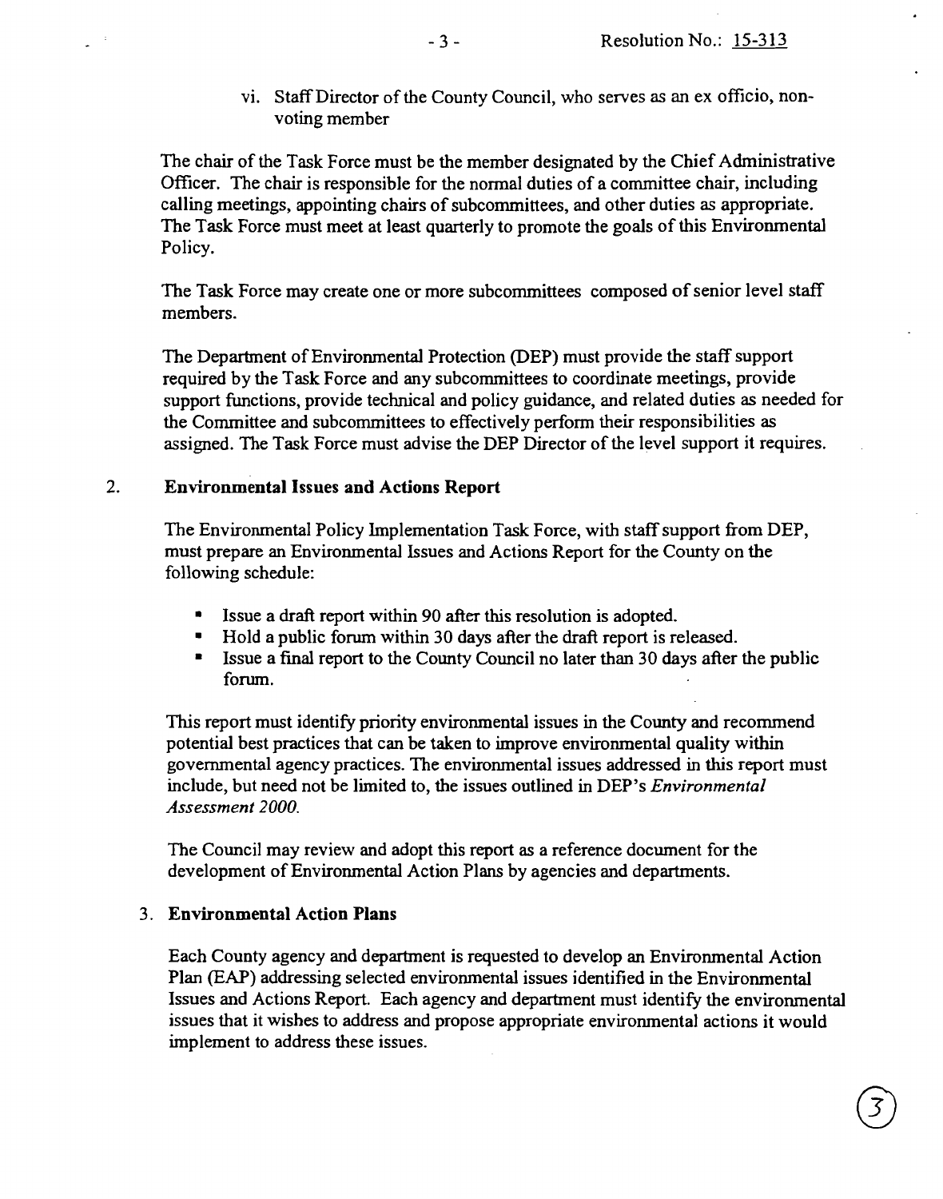vi. Staff Director of the County Council, who serves as an ex officio, non-voting member

The chair of the Task Force must be the member designated by the Chief Administrative Officer. The chair is responsible for the normal duties of a committee chair, including calling meetings, appointing chairs of subcommittees, and other duties as appropriate. The Task Force must meet at least quarterly to promote the goals of this Environmental Policy.

The Task Force may create one or more subcommittees composed of senior level staff members.

The Department of Environmental Protection (DEP) must provide the staff support required by the Task Force and any subcommittees to coordinate meetings, provide support functions, provide technical and policy guidance, and related duties as needed for the Committee and subcommittees to effectively perform their responsibilities as assigned. The Task Force must advise the DEP Director of the level support it requires.

## 2. Environmental Issues and Actions Report

The Environmental Policy Implementation Task Force, with staff support from DEP, must prepare an Environmental Issues and Actions Report for the County on the following schedule:

- Issue a draft report within 90 after this resolution is adopted.
- Hold a public forum within 30 days after the draft report is released.
- Issue a final report to the County Council no later than 30 days after the public forum.

This report must identify priority environmental issues in the County and recommend potential best practices that can be taken to improve environmental quality within governmental agency practices. The environmental issues addressed in this report must include, but need not be limited to, the issues outlined in DEP's *Environmental Assessment 2000.*

The Council may review and adopt this report as a reference document for the development of Environmental Action Plans by agencies and departments.

## 3. Environmental Action Plans

Each County agency and department is requested to develop an Environmental Action Plan (EAP) addressing selected environmental issues identified in the Environmental Issues and Actions Report. Each agency and department must identify the environmental issues that it wishes to address and propose appropriate environmental actions it would implement to address these issues.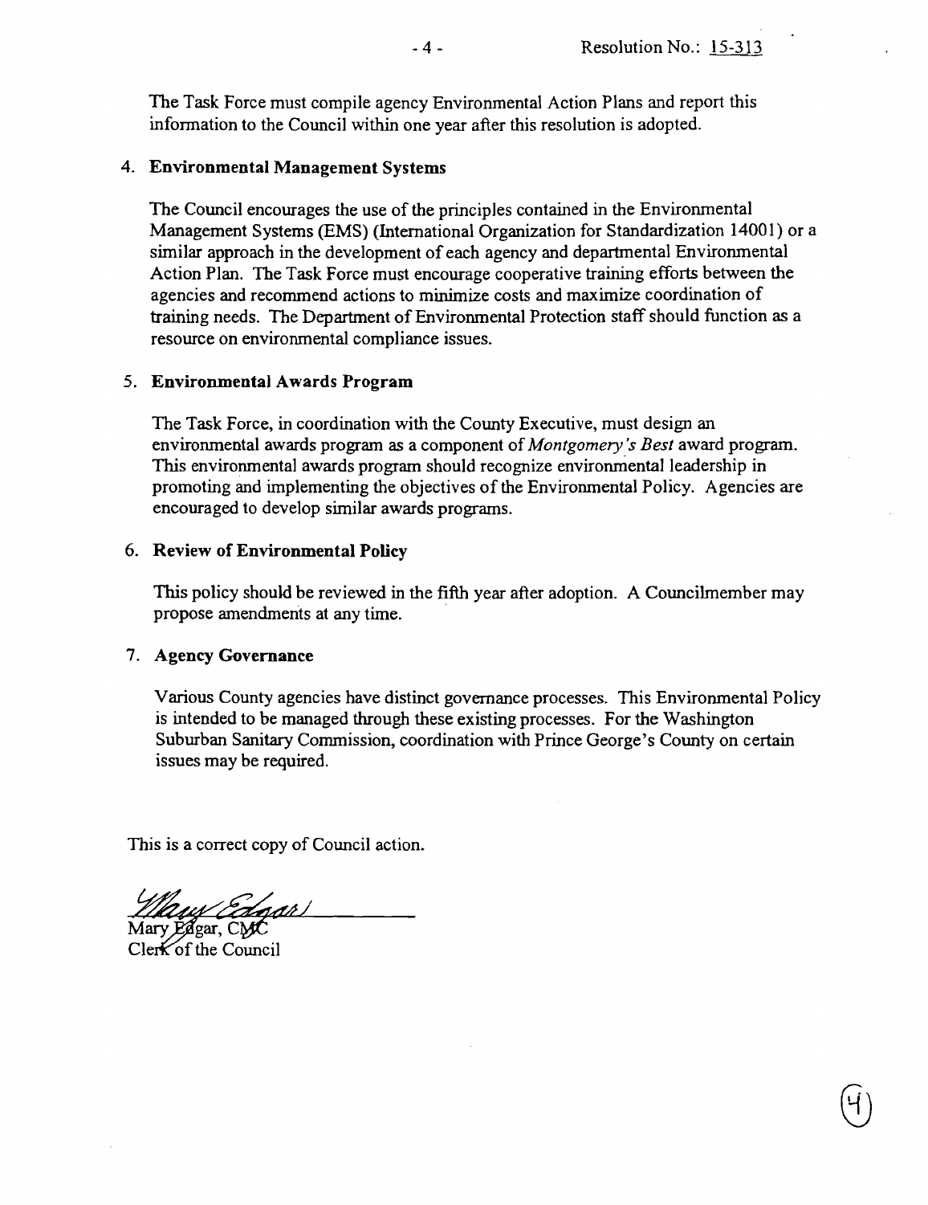The Task Force must compile agency Environmental Action Plans and report this information to the Council within one year after this resolution is adopted.

4. **Environmental Management Systems**

   The Council encourages the use of the principles contained in the Environmental Management Systems (EMS) (International Organization for Standardization 14001) or a similar approach in the development of each agency and departmental Environmental Action Plan. The Task Force must encourage cooperative training efforts between the agencies and recommend actions to minimize costs and maximize coordination of training needs. The Department of Environmental Protection staff should function as a resource on environmental compliance issues.

5. **Environmental Awards Program**

   The Task Force, in coordination with the County Executive, must design an environmental awards program as a component of *Montgomery's Best* award program. This environmental awards program should recognize environmental leadership in promoting and implementing the objectives of the Environmental Policy. Agencies are encouraged to develop similar awards programs.

6. **Review of Environmental Policy**

   This policy should be reviewed in the fifth year after adoption. A Councilmember may propose amendments at any time.

7. **Agency Governance**

   Various County agencies have distinct governance processes. This Environmental Policy is intended to be managed through these existing processes. For the Washington Suburban Sanitary Commission, coordination with Prince George's County on certain issues may be required.

This is a correct copy of Council action.

Mary Edgar, CMC
Clerk of the Council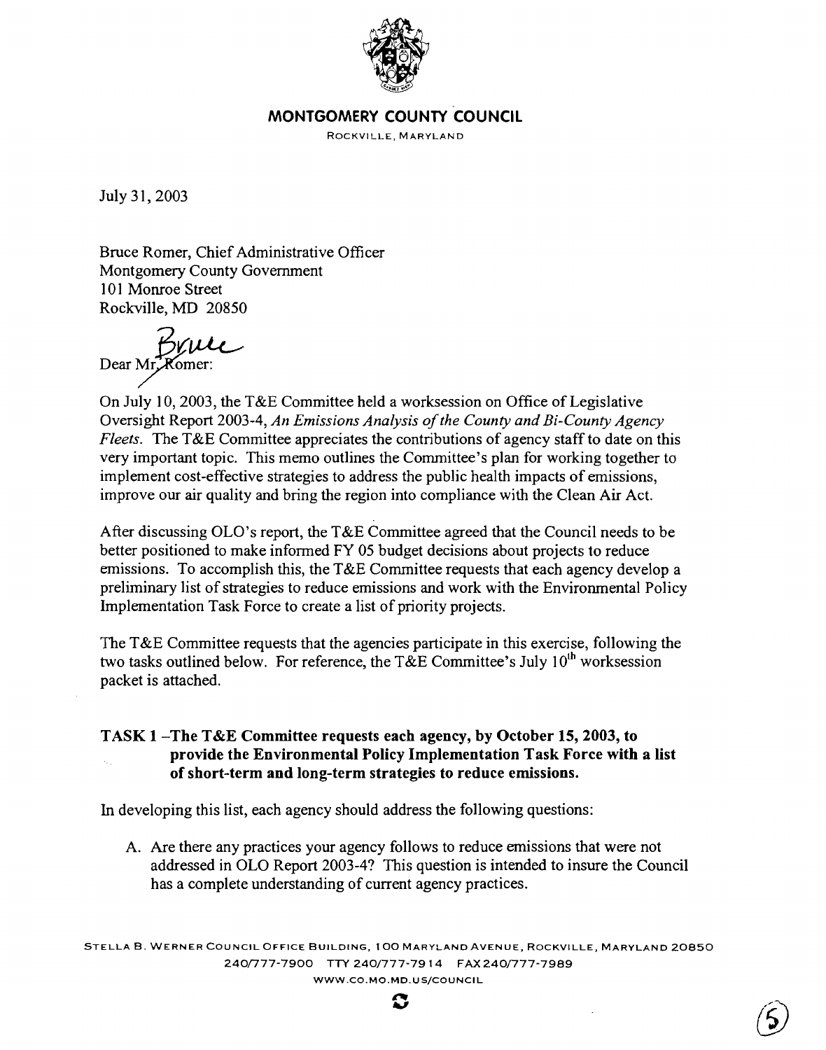# MONTGOMERY COUNTY COUNCIL

ROCKVILLE, MARYLAND

July 31, 2003

Bruce Romer, Chief Administrative Officer
Montgomery County Government
101 Monroe Street
Rockville, MD 20850

Dear Mr. Romer: Bruce

On July 10, 2003, the T&E Committee held a worksession on Office of Legislative Oversight Report 2003-4, *An Emissions Analysis of the County and Bi-County Agency Fleets*. The T&E Committee appreciates the contributions of agency staff to date on this very important topic. This memo outlines the Committee's plan for working together to implement cost-effective strategies to address the public health impacts of emissions, improve our air quality and bring the region into compliance with the Clean Air Act.

After discussing OLO's report, the T&E Committee agreed that the Council needs to be better positioned to make informed FY 05 budget decisions about projects to reduce emissions. To accomplish this, the T&E Committee requests that each agency develop a preliminary list of strategies to reduce emissions and work with the Environmental Policy Implementation Task Force to create a list of priority projects.

The T&E Committee requests that the agencies participate in this exercise, following the two tasks outlined below. For reference, the T&E Committee's July 10th worksession packet is attached.

**TASK 1 –The T&E Committee requests each agency, by October 15, 2003, to provide the Environmental Policy Implementation Task Force with a list of short-term and long-term strategies to reduce emissions.**

In developing this list, each agency should address the following questions:

A. Are there any practices your agency follows to reduce emissions that were not addressed in OLO Report 2003-4? This question is intended to insure the Council has a complete understanding of current agency practices.

STELLA B. WERNER COUNCIL OFFICE BUILDING, 100 MARYLAND AVENUE, ROCKVILLE, MARYLAND 20850
240/777-7900 TTY 240/777-7914 FAX 240/777-7989
WWW.CO.MO.MD.US/COUNCIL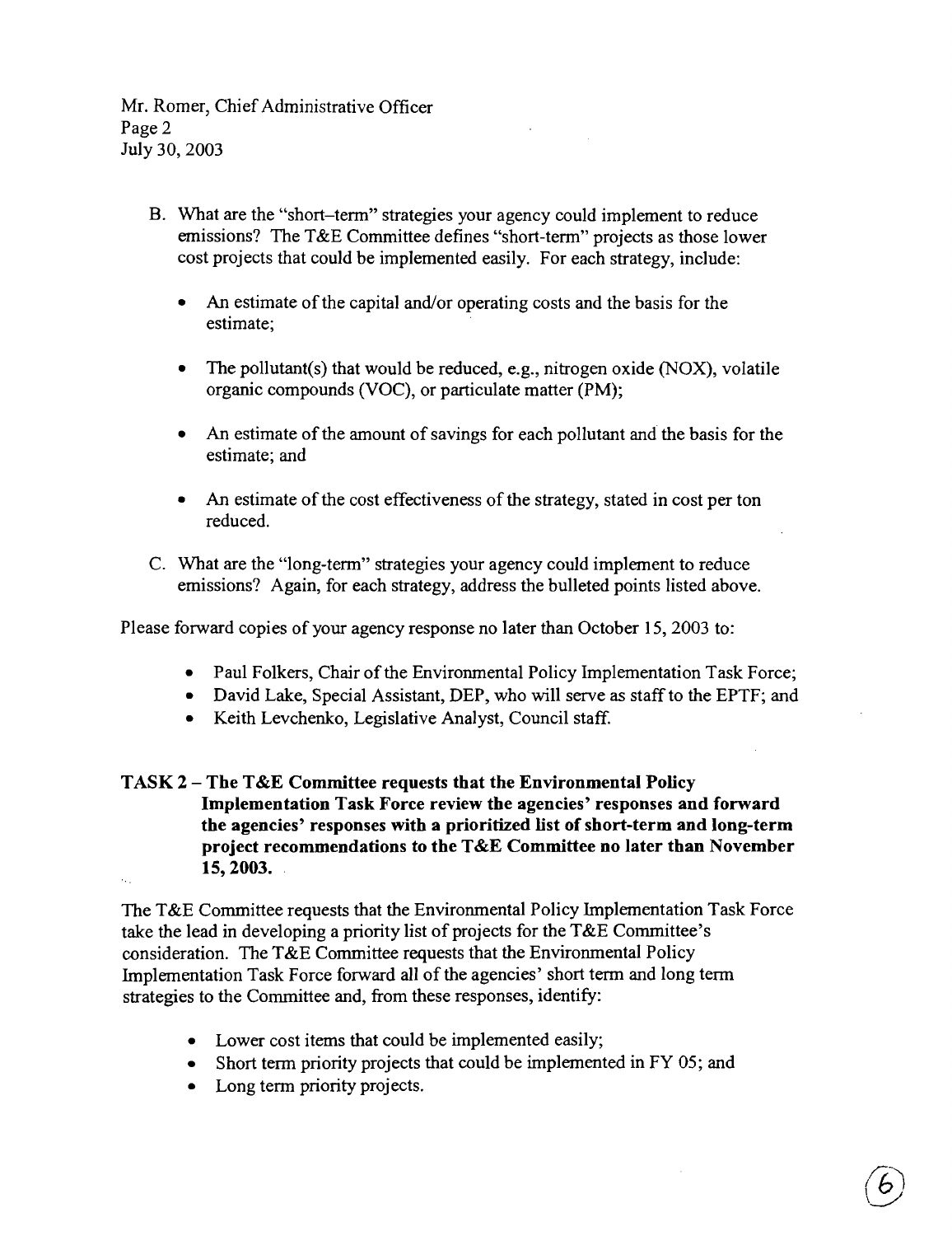Mr. Romer, Chief Administrative Officer
Page 2
July 30, 2003

B. What are the "short–term" strategies your agency could implement to reduce emissions? The T&E Committee defines "short-term" projects as those lower cost projects that could be implemented easily. For each strategy, include:

   - An estimate of the capital and/or operating costs and the basis for the estimate;
   - The pollutant(s) that would be reduced, e.g., nitrogen oxide (NOX), volatile organic compounds (VOC), or particulate matter (PM);
   - An estimate of the amount of savings for each pollutant and the basis for the estimate; and
   - An estimate of the cost effectiveness of the strategy, stated in cost per ton reduced.

C. What are the "long-term" strategies your agency could implement to reduce emissions? Again, for each strategy, address the bulleted points listed above.

Please forward copies of your agency response no later than October 15, 2003 to:

- Paul Folkers, Chair of the Environmental Policy Implementation Task Force;
- David Lake, Special Assistant, DEP, who will serve as staff to the EPTF; and
- Keith Levchenko, Legislative Analyst, Council staff.

**TASK 2 – The T&E Committee requests that the Environmental Policy Implementation Task Force review the agencies' responses and forward the agencies' responses with a prioritized list of short-term and long-term project recommendations to the T&E Committee no later than November 15, 2003.**

The T&E Committee requests that the Environmental Policy Implementation Task Force take the lead in developing a priority list of projects for the T&E Committee's consideration. The T&E Committee requests that the Environmental Policy Implementation Task Force forward all of the agencies' short term and long term strategies to the Committee and, from these responses, identify:

- Lower cost items that could be implemented easily;
- Short term priority projects that could be implemented in FY 05; and
- Long term priority projects.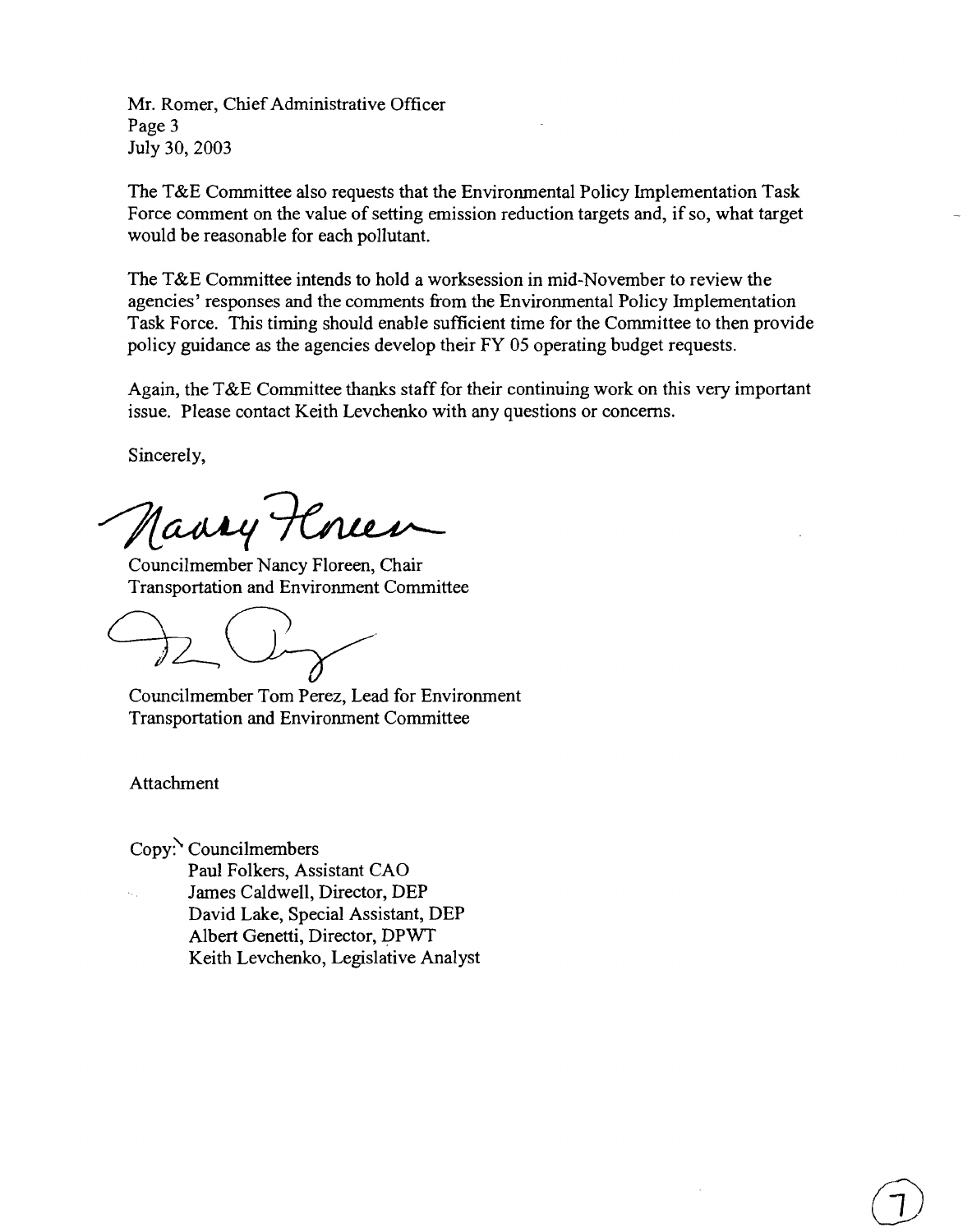Mr. Romer, Chief Administrative Officer
Page 3
July 30, 2003

The T&E Committee also requests that the Environmental Policy Implementation Task Force comment on the value of setting emission reduction targets and, if so, what target would be reasonable for each pollutant.

The T&E Committee intends to hold a worksession in mid-November to review the agencies' responses and the comments from the Environmental Policy Implementation Task Force. This timing should enable sufficient time for the Committee to then provide policy guidance as the agencies develop their FY 05 operating budget requests.

Again, the T&E Committee thanks staff for their continuing work on this very important issue. Please contact Keith Levchenko with any questions or concerns.

Sincerely,

Councilmember Nancy Floreen, Chair
Transportation and Environment Committee

Councilmember Tom Perez, Lead for Environment
Transportation and Environment Committee

Attachment

Copy: Councilmembers
Paul Folkers, Assistant CAO
James Caldwell, Director, DEP
David Lake, Special Assistant, DEP
Albert Genetti, Director, DPWT
Keith Levchenko, Legislative Analyst